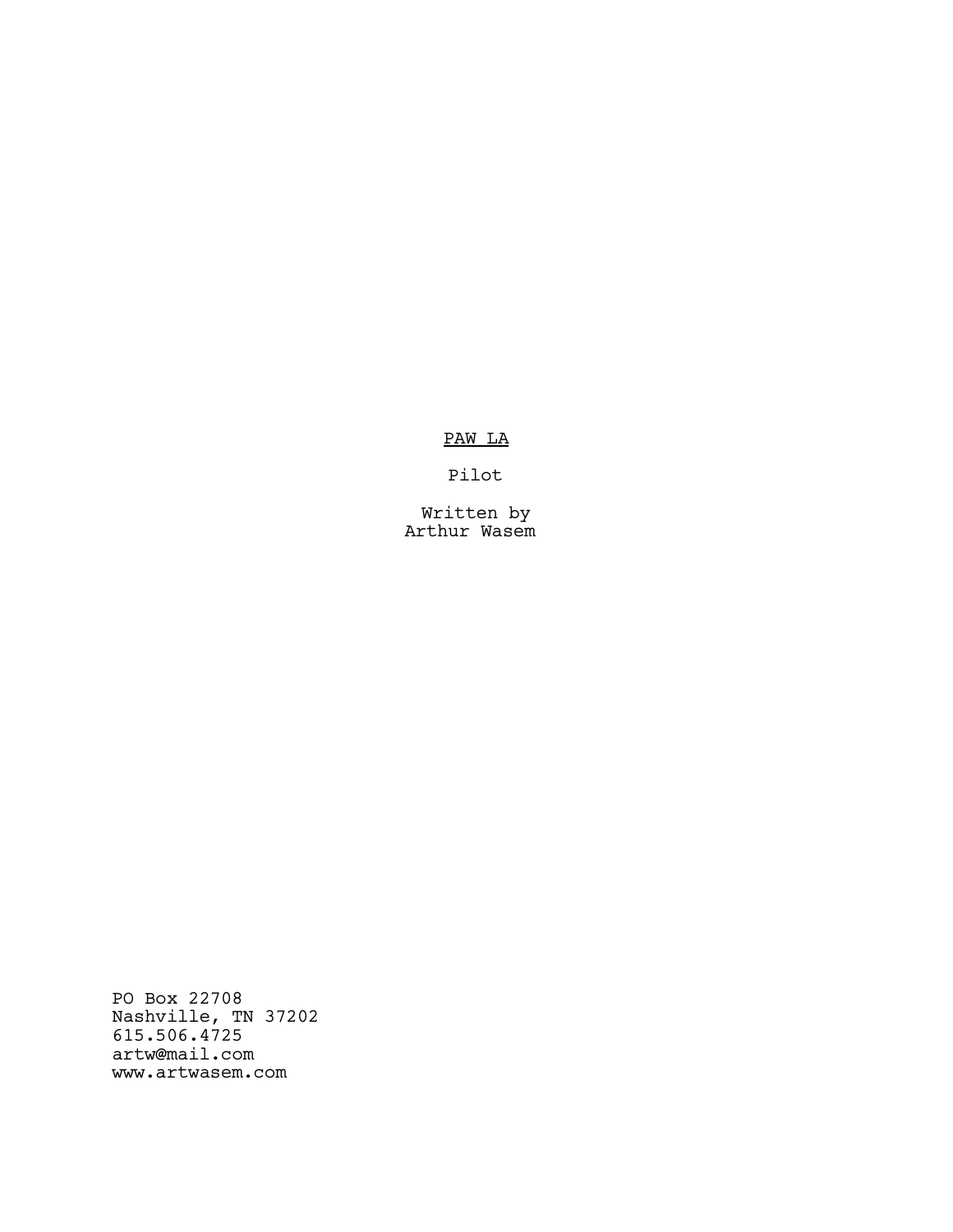<u>PAW LA</u>

Pilot

Written by
Arthur Wasem

PO Box 22708
Nashville, TN 37202
615.506.4725
artw@mail.com
www.artwasem.com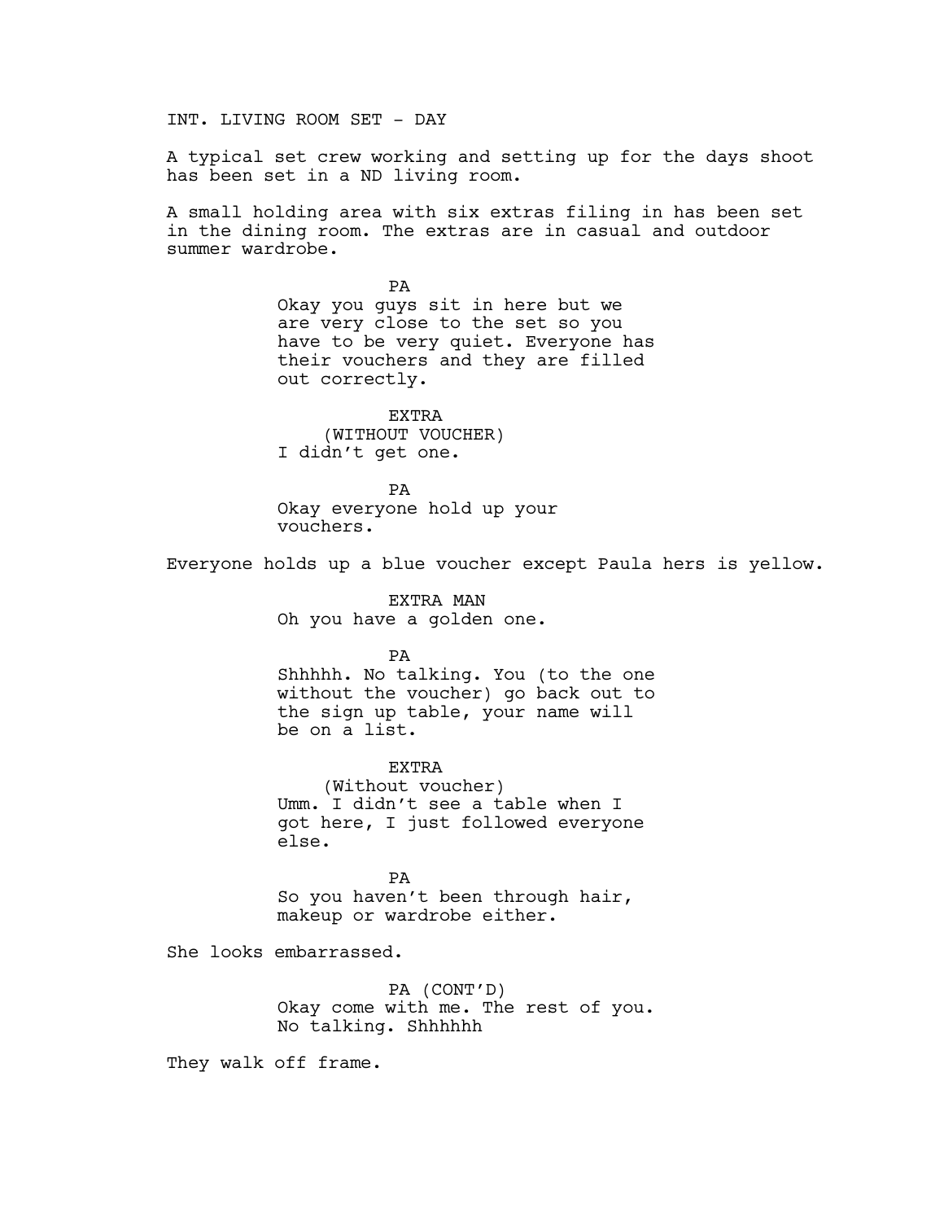INT. LIVING ROOM SET - DAY

A typical set crew working and setting up for the days shoot has been set in a ND living room.

A small holding area with six extras filing in has been set in the dining room. The extras are in casual and outdoor summer wardrobe.

PA
Okay you guys sit in here but we are very close to the set so you have to be very quiet. Everyone has their vouchers and they are filled out correctly.

EXTRA
(WITHOUT VOUCHER)
I didn't get one.

PA
Okay everyone hold up your vouchers.

Everyone holds up a blue voucher except Paula hers is yellow.

EXTRA MAN
Oh you have a golden one.

PA
Shhhhh. No talking. You (to the one without the voucher) go back out to the sign up table, your name will be on a list.

EXTRA
(Without voucher)
Umm. I didn't see a table when I got here, I just followed everyone else.

PA
So you haven't been through hair, makeup or wardrobe either.

She looks embarrassed.

PA (CONT'D)
Okay come with me. The rest of you. No talking. Shhhhhh

They walk off frame.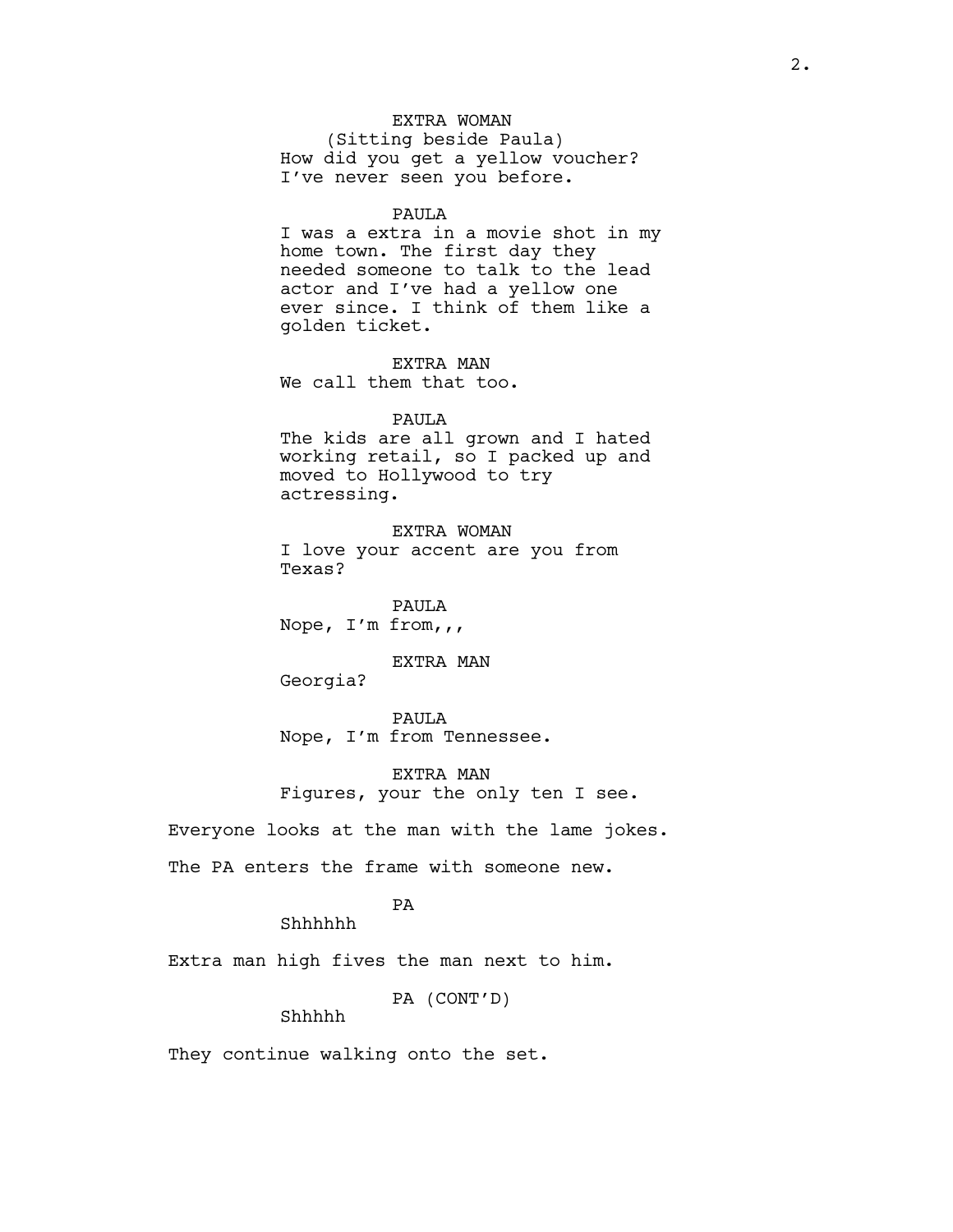EXTRA WOMAN
(Sitting beside Paula)
How did you get a yellow voucher? I've never seen you before.

PAULA
I was a extra in a movie shot in my home town. The first day they needed someone to talk to the lead actor and I've had a yellow one ever since. I think of them like a golden ticket.

EXTRA MAN
We call them that too.

PAULA
The kids are all grown and I hated working retail, so I packed up and moved to Hollywood to try actressing.

EXTRA WOMAN
I love your accent are you from Texas?

PAULA
Nope, I'm from,,,

EXTRA MAN
Georgia?

PAULA
Nope, I'm from Tennessee.

EXTRA MAN
Figures, your the only ten I see.

Everyone looks at the man with the lame jokes.

The PA enters the frame with someone new.

PA
Shhhhhh

Extra man high fives the man next to him.

PA (CONT'D)
Shhhhh

They continue walking onto the set.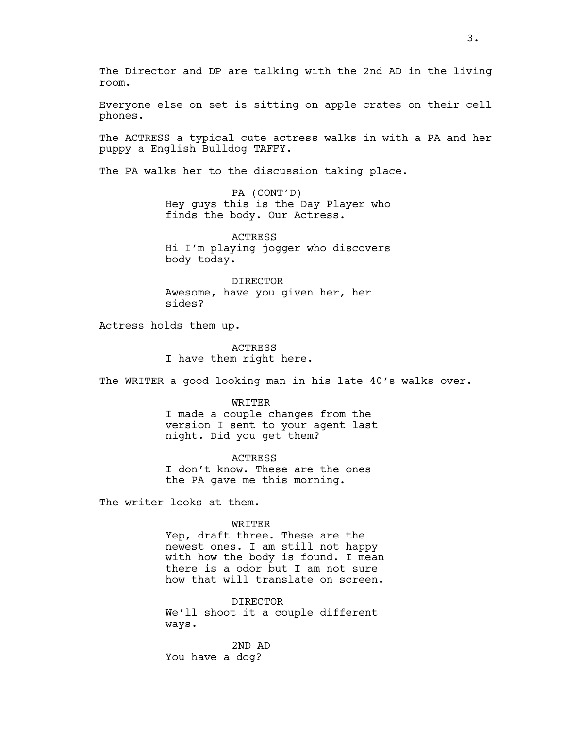The Director and DP are talking with the 2nd AD in the living room.

Everyone else on set is sitting on apple crates on their cell phones.

The ACTRESS a typical cute actress walks in with a PA and her puppy a English Bulldog TAFFY.

The PA walks her to the discussion taking place.

PA (CONT'D)
Hey guys this is the Day Player who finds the body. Our Actress.

ACTRESS
Hi I'm playing jogger who discovers body today.

DIRECTOR
Awesome, have you given her, her sides?

Actress holds them up.

ACTRESS
I have them right here.

The WRITER a good looking man in his late 40's walks over.

WRITER
I made a couple changes from the version I sent to your agent last night. Did you get them?

ACTRESS
I don't know. These are the ones the PA gave me this morning.

The writer looks at them.

WRITER
Yep, draft three. These are the newest ones. I am still not happy with how the body is found. I mean there is a odor but I am not sure how that will translate on screen.

DIRECTOR
We'll shoot it a couple different ways.

2ND AD
You have a dog?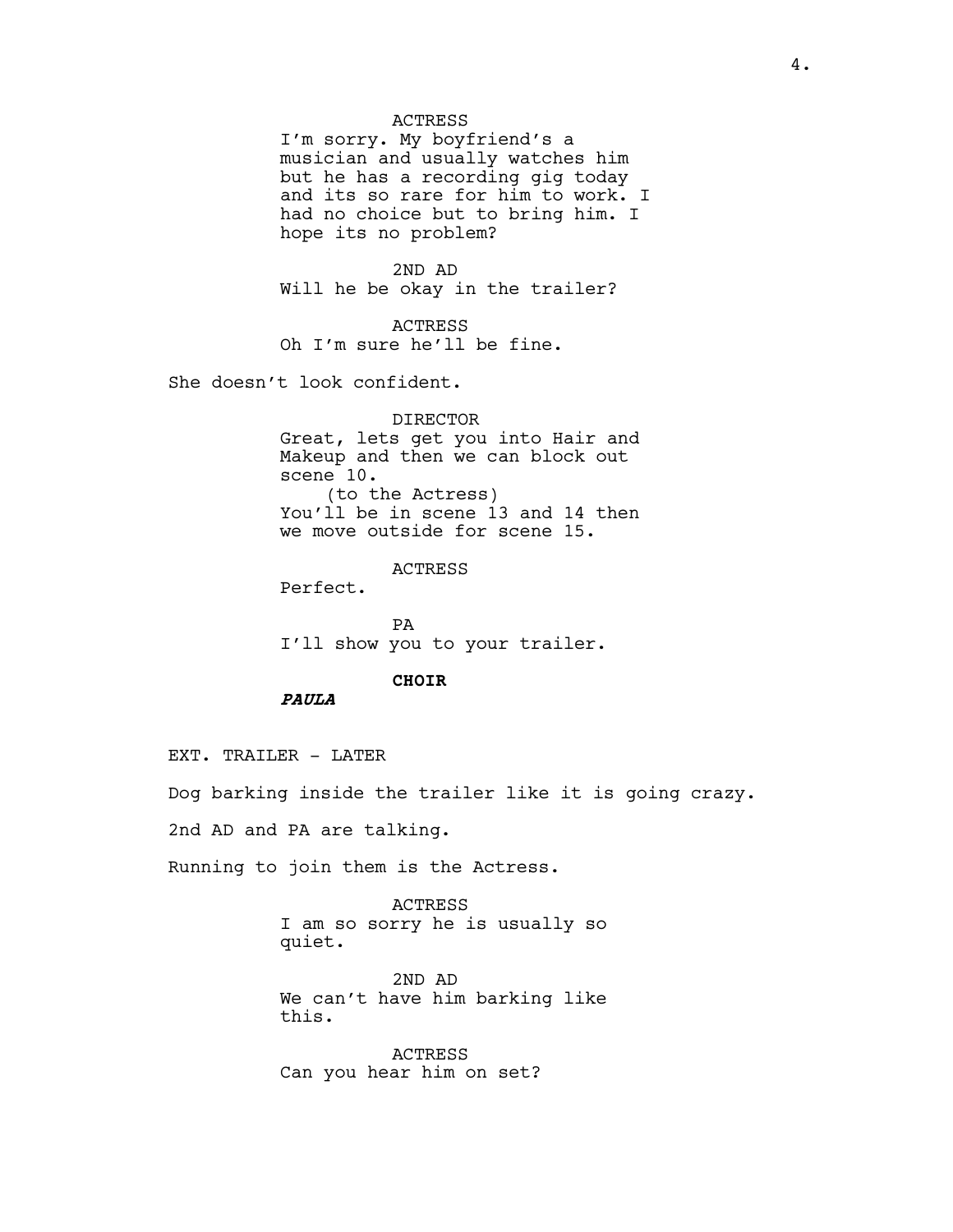ACTRESS
I'm sorry. My boyfriend's a musician and usually watches him but he has a recording gig today and its so rare for him to work. I had no choice but to bring him. I hope its no problem?

2ND AD
Will he be okay in the trailer?

ACTRESS
Oh I'm sure he'll be fine.

She doesn't look confident.

DIRECTOR
Great, lets get you into Hair and Makeup and then we can block out scene 10.
(to the Actress)
You'll be in scene 13 and 14 then we move outside for scene 15.

ACTRESS
Perfect.

PA
I'll show you to your trailer.

**CHOIR**

***PAULA***

EXT. TRAILER - LATER

Dog barking inside the trailer like it is going crazy.

2nd AD and PA are talking.

Running to join them is the Actress.

ACTRESS
I am so sorry he is usually so quiet.

2ND AD
We can't have him barking like this.

ACTRESS
Can you hear him on set?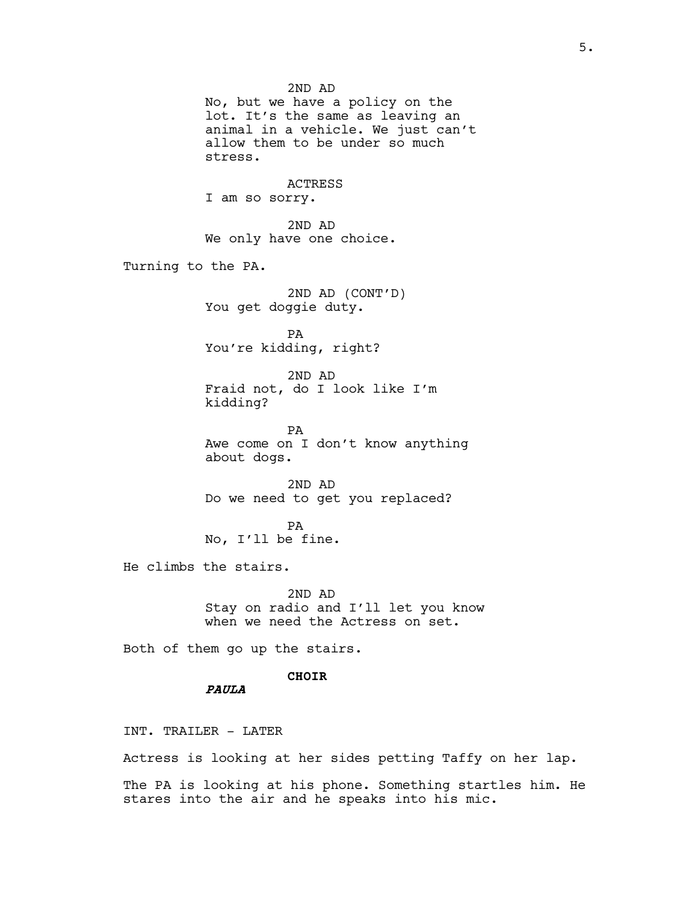2ND AD
No, but we have a policy on the lot. It's the same as leaving an animal in a vehicle. We just can't allow them to be under so much stress.

ACTRESS
I am so sorry.

2ND AD
We only have one choice.

Turning to the PA.

2ND AD (CONT'D)
You get doggie duty.

PA
You're kidding, right?

2ND AD
Fraid not, do I look like I'm kidding?

PA
Awe come on I don't know anything about dogs.

2ND AD
Do we need to get you replaced?

PA
No, I'll be fine.

He climbs the stairs.

2ND AD
Stay on radio and I'll let you know when we need the Actress on set.

Both of them go up the stairs.

**CHOIR**

***PAULA***

INT. TRAILER - LATER

Actress is looking at her sides petting Taffy on her lap.

The PA is looking at his phone. Something startles him. He stares into the air and he speaks into his mic.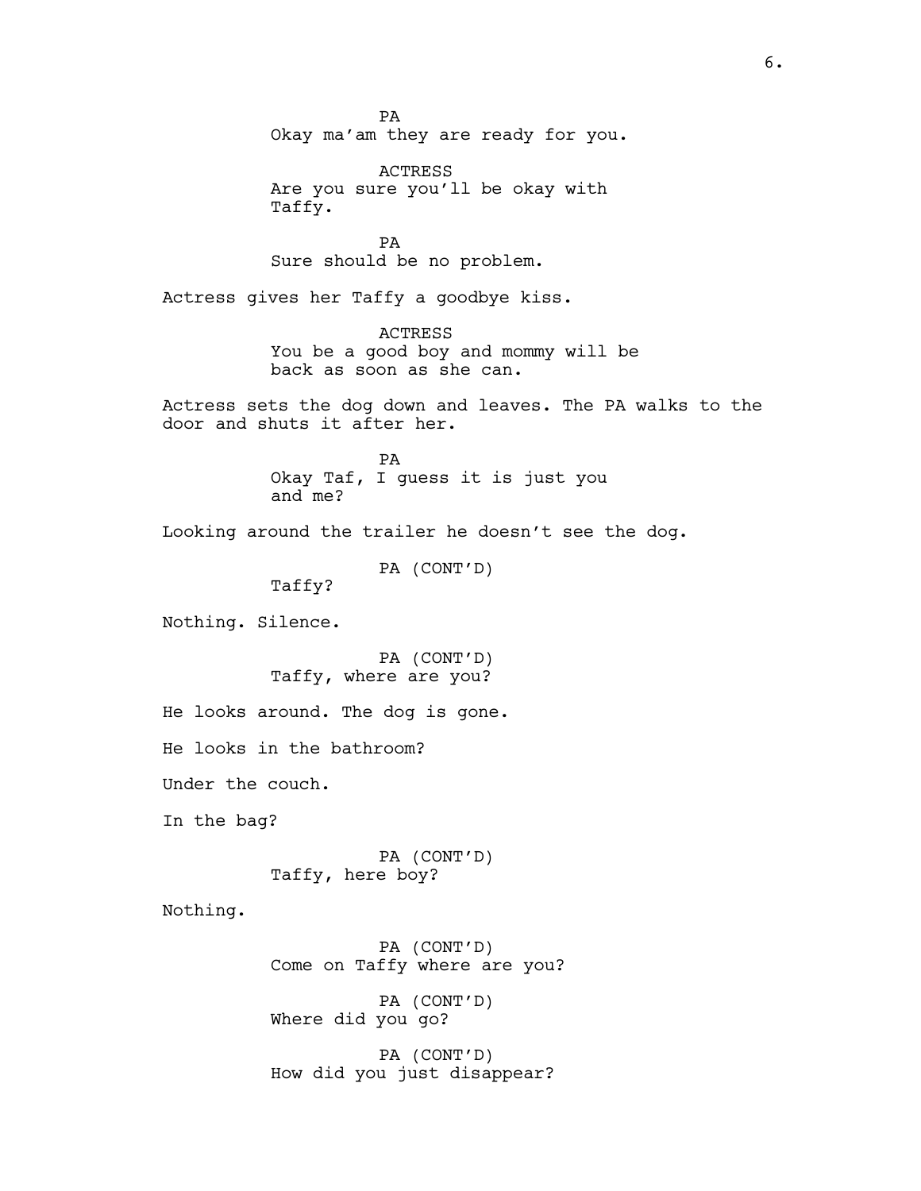PA
Okay ma'am they are ready for you.

ACTRESS
Are you sure you'll be okay with Taffy.

PA
Sure should be no problem.

Actress gives her Taffy a goodbye kiss.

ACTRESS
You be a good boy and mommy will be back as soon as she can.

Actress sets the dog down and leaves. The PA walks to the door and shuts it after her.

PA
Okay Taf, I guess it is just you and me?

Looking around the trailer he doesn't see the dog.

PA (CONT'D)
Taffy?

Nothing. Silence.

PA (CONT'D)
Taffy, where are you?

He looks around. The dog is gone.

He looks in the bathroom?

Under the couch.

In the bag?

PA (CONT'D)
Taffy, here boy?

Nothing.

PA (CONT'D)
Come on Taffy where are you?

PA (CONT'D)
Where did you go?

PA (CONT'D)
How did you just disappear?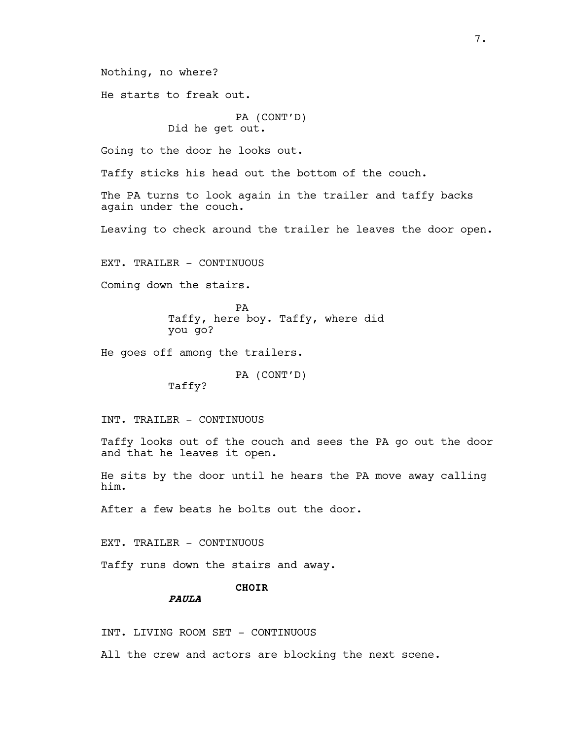Nothing, no where?

He starts to freak out.

PA (CONT'D)
Did he get out.

Going to the door he looks out.

Taffy sticks his head out the bottom of the couch.

The PA turns to look again in the trailer and taffy backs again under the couch.

Leaving to check around the trailer he leaves the door open.

EXT. TRAILER - CONTINUOUS

Coming down the stairs.

PA
Taffy, here boy. Taffy, where did you go?

He goes off among the trailers.

PA (CONT'D)
Taffy?

INT. TRAILER - CONTINUOUS

Taffy looks out of the couch and sees the PA go out the door and that he leaves it open.

He sits by the door until he hears the PA move away calling him.

After a few beats he bolts out the door.

EXT. TRAILER - CONTINUOUS

Taffy runs down the stairs and away.

**CHOIR**

***PAULA***

INT. LIVING ROOM SET - CONTINUOUS

All the crew and actors are blocking the next scene.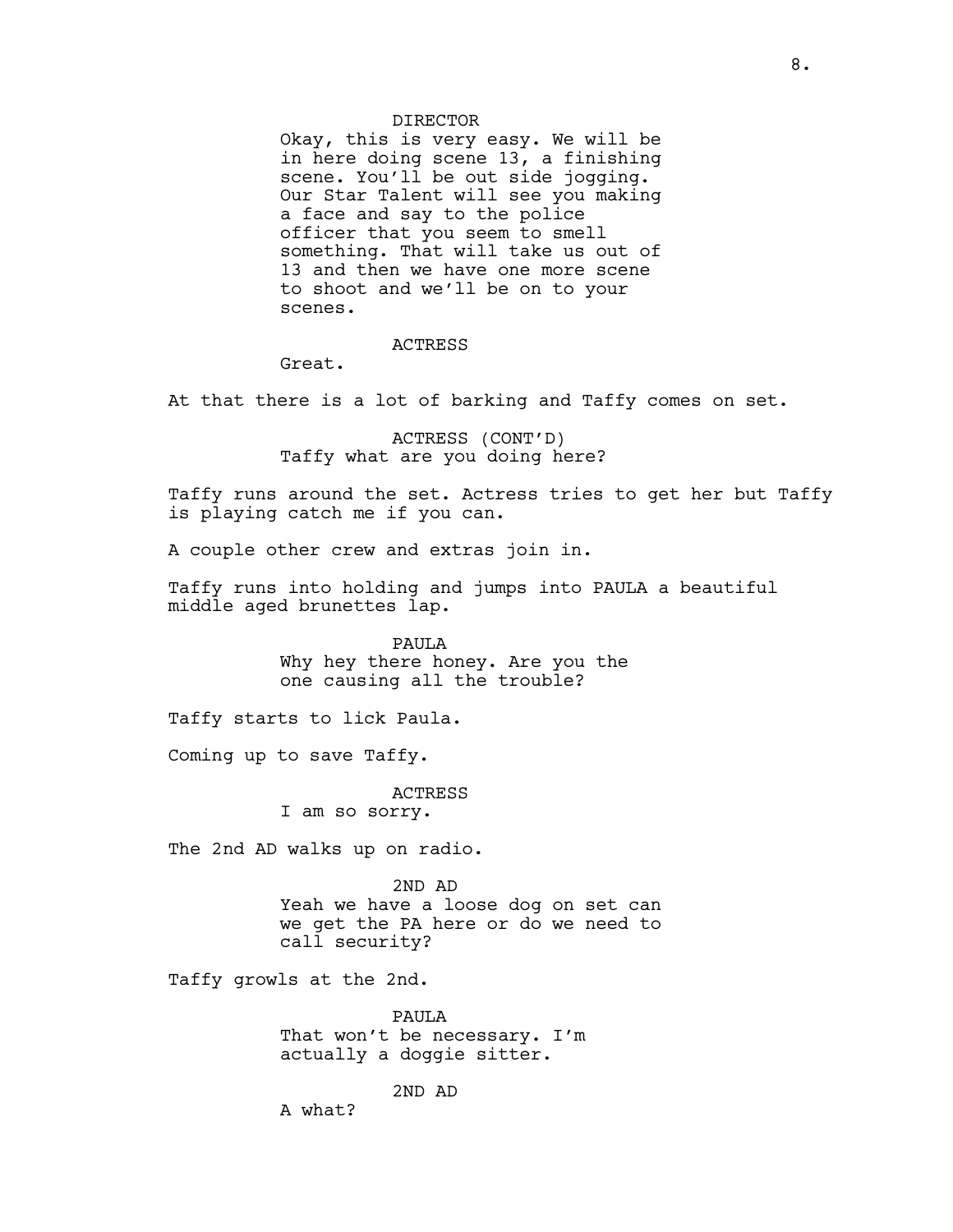DIRECTOR

Okay, this is very easy. We will be in here doing scene 13, a finishing scene. You'll be out side jogging. Our Star Talent will see you making a face and say to the police officer that you seem to smell something. That will take us out of 13 and then we have one more scene to shoot and we'll be on to your scenes.

ACTRESS

Great.

At that there is a lot of barking and Taffy comes on set.

ACTRESS (CONT'D)

Taffy what are you doing here?

Taffy runs around the set. Actress tries to get her but Taffy is playing catch me if you can.

A couple other crew and extras join in.

Taffy runs into holding and jumps into PAULA a beautiful middle aged brunettes lap.

PAULA

Why hey there honey. Are you the one causing all the trouble?

Taffy starts to lick Paula.

Coming up to save Taffy.

ACTRESS

I am so sorry.

The 2nd AD walks up on radio.

2ND AD

Yeah we have a loose dog on set can we get the PA here or do we need to call security?

Taffy growls at the 2nd.

PAULA

That won't be necessary. I'm actually a doggie sitter.

2ND AD

A what?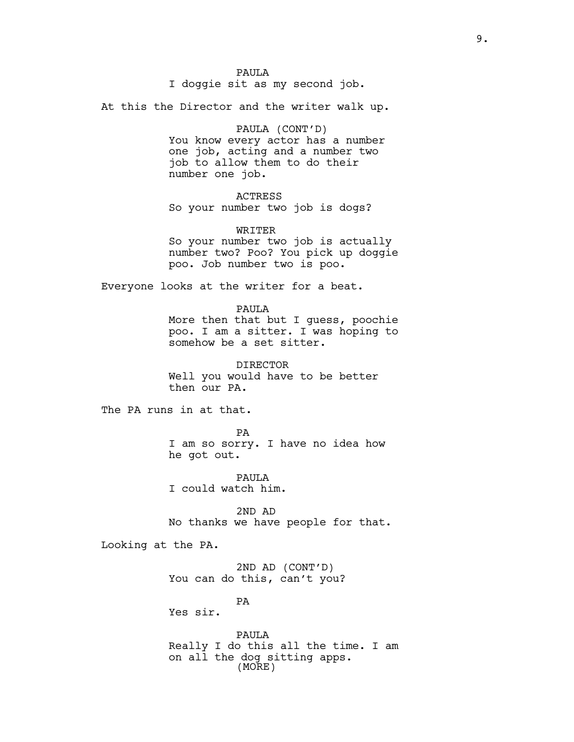PAULA
I doggie sit as my second job.

At this the Director and the writer walk up.

PAULA (CONT'D)
You know every actor has a number one job, acting and a number two job to allow them to do their number one job.

ACTRESS
So your number two job is dogs?

WRITER
So your number two job is actually number two? Poo? You pick up doggie poo. Job number two is poo.

Everyone looks at the writer for a beat.

PAULA
More then that but I guess, poochie poo. I am a sitter. I was hoping to somehow be a set sitter.

DIRECTOR
Well you would have to be better then our PA.

The PA runs in at that.

PA
I am so sorry. I have no idea how he got out.

PAULA
I could watch him.

2ND AD
No thanks we have people for that.

Looking at the PA.

2ND AD (CONT'D)
You can do this, can't you?

PA
Yes sir.

PAULA
Really I do this all the time. I am on all the dog sitting apps.
(MORE)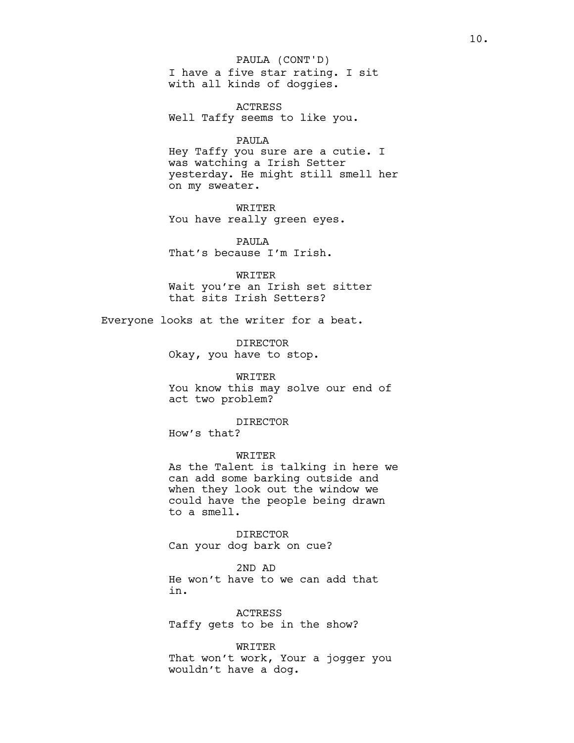PAULA (CONT'D)
I have a five star rating. I sit with all kinds of doggies.

ACTRESS
Well Taffy seems to like you.

PAULA
Hey Taffy you sure are a cutie. I was watching a Irish Setter yesterday. He might still smell her on my sweater.

WRITER
You have really green eyes.

PAULA
That's because I'm Irish.

WRITER
Wait you're an Irish set sitter that sits Irish Setters?

Everyone looks at the writer for a beat.

DIRECTOR
Okay, you have to stop.

WRITER
You know this may solve our end of act two problem?

DIRECTOR
How's that?

WRITER
As the Talent is talking in here we can add some barking outside and when they look out the window we could have the people being drawn to a smell.

DIRECTOR
Can your dog bark on cue?

2ND AD
He won't have to we can add that in.

ACTRESS
Taffy gets to be in the show?

WRITER
That won't work, Your a jogger you wouldn't have a dog.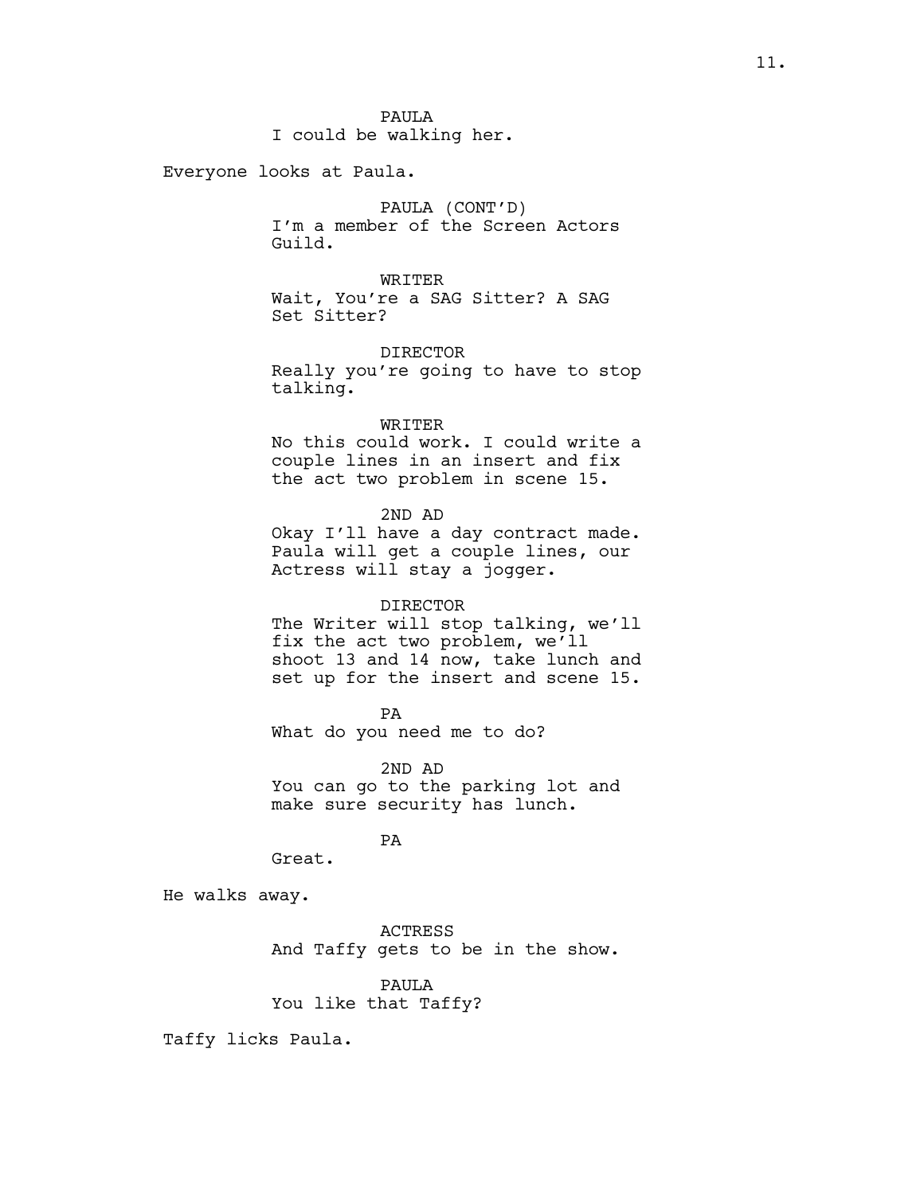PAULA
I could be walking her.

Everyone looks at Paula.

PAULA (CONT'D)
I'm a member of the Screen Actors Guild.

WRITER
Wait, You're a SAG Sitter? A SAG Set Sitter?

DIRECTOR
Really you're going to have to stop talking.

WRITER
No this could work. I could write a couple lines in an insert and fix the act two problem in scene 15.

2ND AD
Okay I'll have a day contract made. Paula will get a couple lines, our Actress will stay a jogger.

DIRECTOR
The Writer will stop talking, we'll fix the act two problem, we'll shoot 13 and 14 now, take lunch and set up for the insert and scene 15.

PA
What do you need me to do?

2ND AD
You can go to the parking lot and make sure security has lunch.

PA
Great.

He walks away.

ACTRESS
And Taffy gets to be in the show.

PAULA
You like that Taffy?

Taffy licks Paula.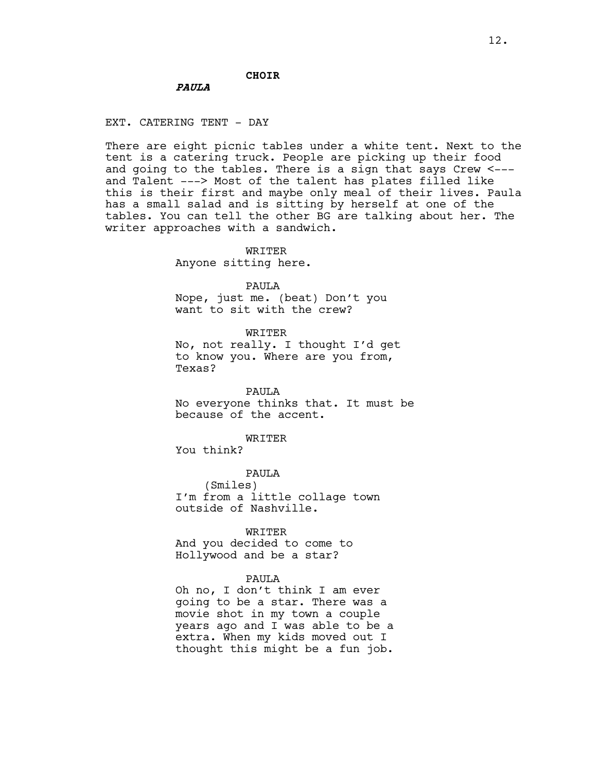**CHOIR**

***PAULA***

EXT. CATERING TENT - DAY

There are eight picnic tables under a white tent. Next to the tent is a catering truck. People are picking up their food and going to the tables. There is a sign that says Crew <--- and Talent ---> Most of the talent has plates filled like this is their first and maybe only meal of their lives. Paula has a small salad and is sitting by herself at one of the tables. You can tell the other BG are talking about her. The writer approaches with a sandwich.

WRITER
Anyone sitting here.

PAULA
Nope, just me. (beat) Don't you want to sit with the crew?

WRITER
No, not really. I thought I'd get to know you. Where are you from, Texas?

PAULA
No everyone thinks that. It must be because of the accent.

WRITER
You think?

PAULA
(Smiles)
I'm from a little collage town outside of Nashville.

WRITER
And you decided to come to Hollywood and be a star?

PAULA
Oh no, I don't think I am ever going to be a star. There was a movie shot in my town a couple years ago and I was able to be a extra. When my kids moved out I thought this might be a fun job.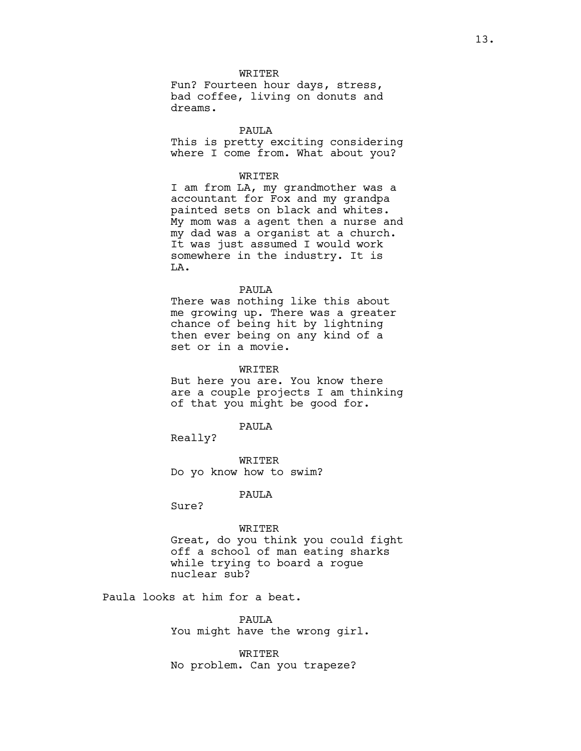WRITER
Fun? Fourteen hour days, stress, bad coffee, living on donuts and dreams.

PAULA
This is pretty exciting considering where I come from. What about you?

WRITER
I am from LA, my grandmother was a accountant for Fox and my grandpa painted sets on black and whites. My mom was a agent then a nurse and my dad was a organist at a church. It was just assumed I would work somewhere in the industry. It is LA.

PAULA
There was nothing like this about me growing up. There was a greater chance of being hit by lightning then ever being on any kind of a set or in a movie.

WRITER
But here you are. You know there are a couple projects I am thinking of that you might be good for.

PAULA
Really?

WRITER
Do yo know how to swim?

PAULA
Sure?

WRITER
Great, do you think you could fight off a school of man eating sharks while trying to board a rogue nuclear sub?

Paula looks at him for a beat.

PAULA
You might have the wrong girl.

WRITER
No problem. Can you trapeze?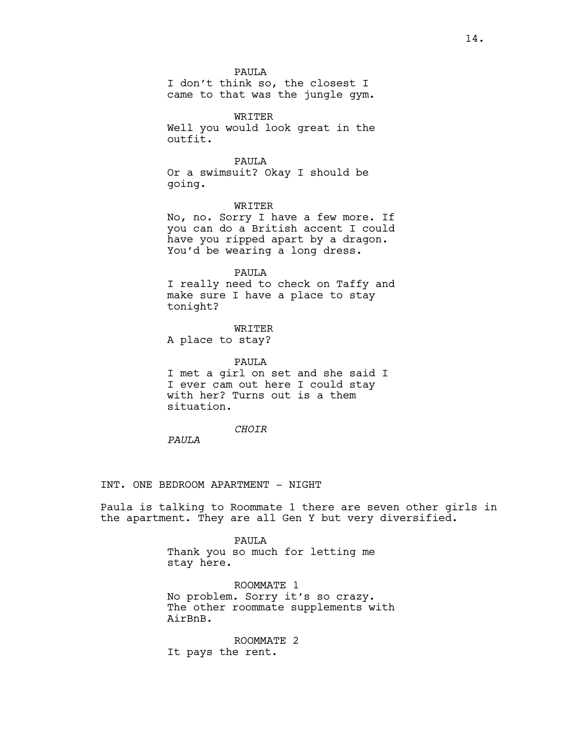PAULA
I don't think so, the closest I came to that was the jungle gym.

WRITER
Well you would look great in the outfit.

PAULA
Or a swimsuit? Okay I should be going.

WRITER
No, no. Sorry I have a few more. If you can do a British accent I could have you ripped apart by a dragon. You'd be wearing a long dress.

PAULA
I really need to check on Taffy and make sure I have a place to stay tonight?

WRITER
A place to stay?

PAULA
I met a girl on set and she said I I ever cam out here I could stay with her? Turns out is a them situation.

*CHOIR*

*PAULA*

INT. ONE BEDROOM APARTMENT - NIGHT

Paula is talking to Roommate 1 there are seven other girls in the apartment. They are all Gen Y but very diversified.

PAULA
Thank you so much for letting me stay here.

ROOMMATE 1
No problem. Sorry it's so crazy. The other roommate supplements with AirBnB.

ROOMMATE 2
It pays the rent.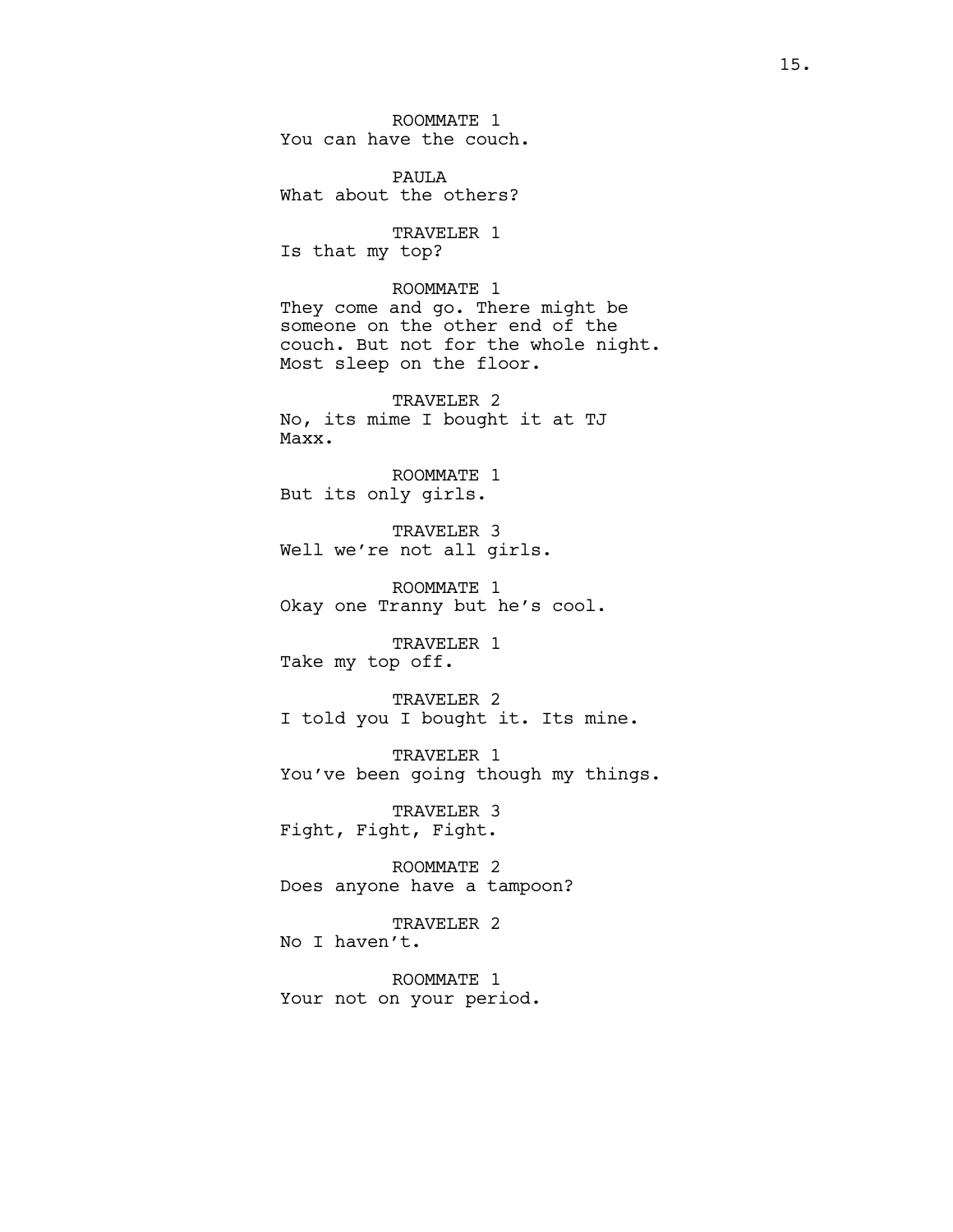ROOMMATE 1
You can have the couch.

PAULA
What about the others?

TRAVELER 1
Is that my top?

ROOMMATE 1
They come and go. There might be someone on the other end of the couch. But not for the whole night. Most sleep on the floor.

TRAVELER 2
No, its mime I bought it at TJ Maxx.

ROOMMATE 1
But its only girls.

TRAVELER 3
Well we're not all girls.

ROOMMATE 1
Okay one Tranny but he's cool.

TRAVELER 1
Take my top off.

TRAVELER 2
I told you I bought it. Its mine.

TRAVELER 1
You've been going though my things.

TRAVELER 3
Fight, Fight, Fight.

ROOMMATE 2
Does anyone have a tampoon?

TRAVELER 2
No I haven't.

ROOMMATE 1
Your not on your period.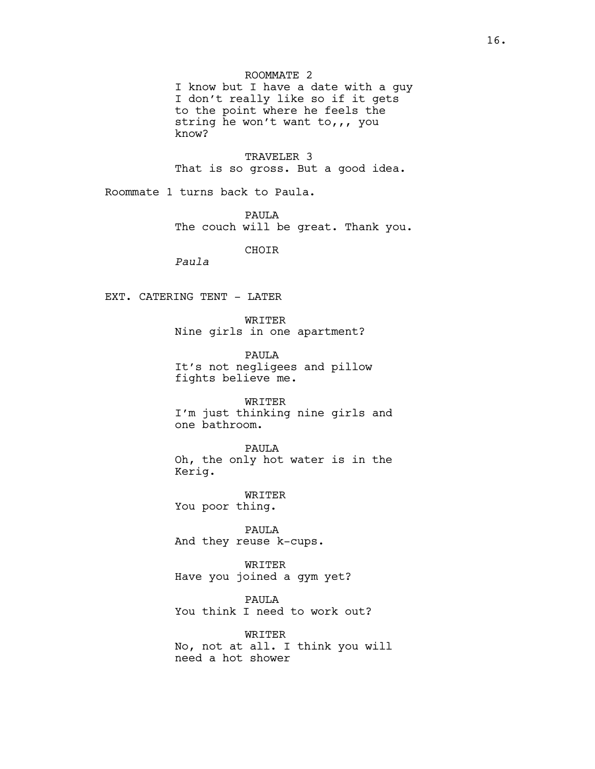ROOMMATE 2
I know but I have a date with a guy I don't really like so if it gets to the point where he feels the string he won't want to,,, you know?

TRAVELER 3
That is so gross. But a good idea.

Roommate 1 turns back to Paula.

PAULA
The couch will be great. Thank you.

CHOIR
*Paula*

EXT. CATERING TENT - LATER

WRITER
Nine girls in one apartment?

PAULA
It's not negligees and pillow fights believe me.

WRITER
I'm just thinking nine girls and one bathroom.

PAULA
Oh, the only hot water is in the Kerig.

WRITER
You poor thing.

PAULA
And they reuse k-cups.

WRITER
Have you joined a gym yet?

PAULA
You think I need to work out?

WRITER
No, not at all. I think you will need a hot shower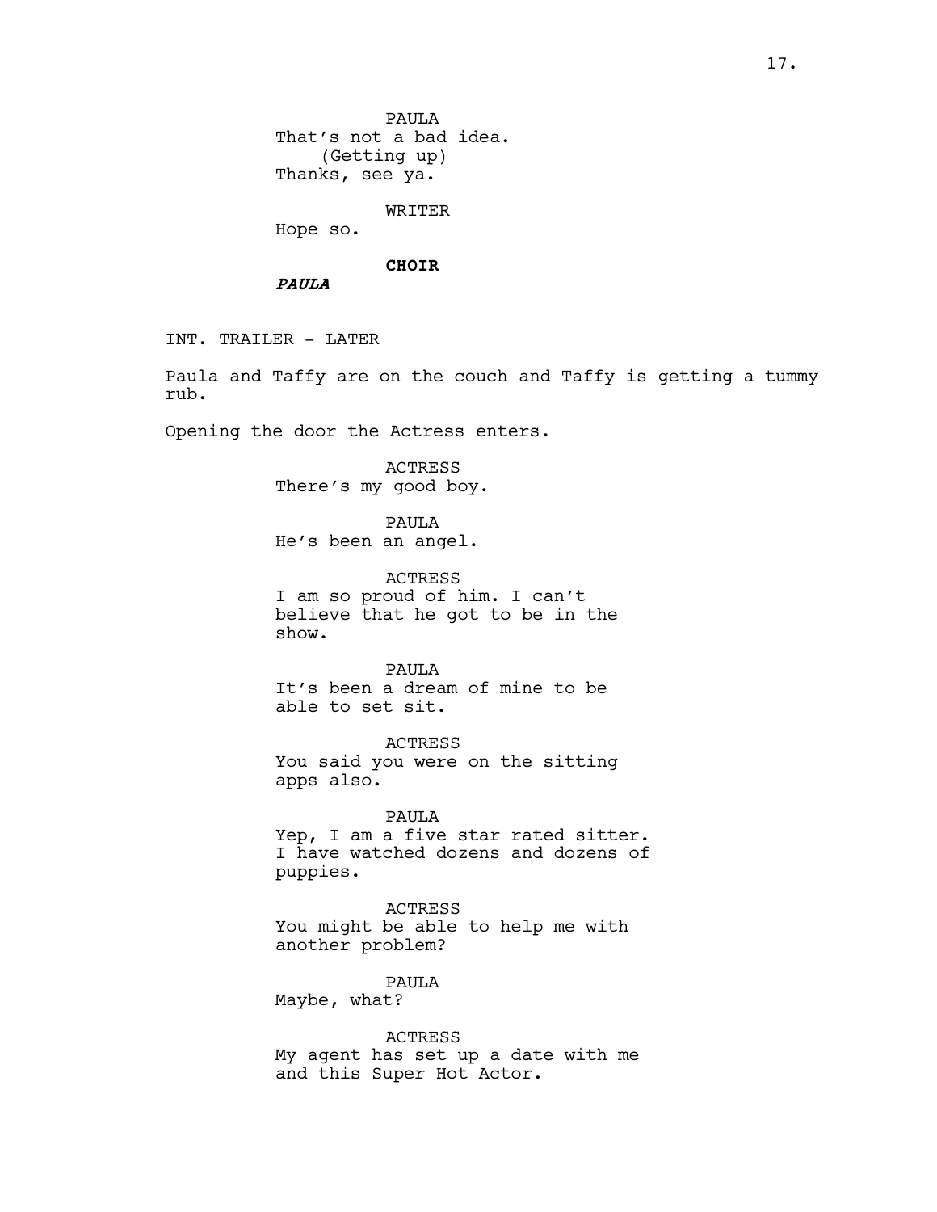PAULA
That's not a bad idea.
(Getting up)
Thanks, see ya.

WRITER
Hope so.

**CHOIR**

***PAULA***

INT. TRAILER - LATER

Paula and Taffy are on the couch and Taffy is getting a tummy rub.

Opening the door the Actress enters.

ACTRESS
There's my good boy.

PAULA
He's been an angel.

ACTRESS
I am so proud of him. I can't believe that he got to be in the show.

PAULA
It's been a dream of mine to be able to set sit.

ACTRESS
You said you were on the sitting apps also.

PAULA
Yep, I am a five star rated sitter. I have watched dozens and dozens of puppies.

ACTRESS
You might be able to help me with another problem?

PAULA
Maybe, what?

ACTRESS
My agent has set up a date with me and this Super Hot Actor.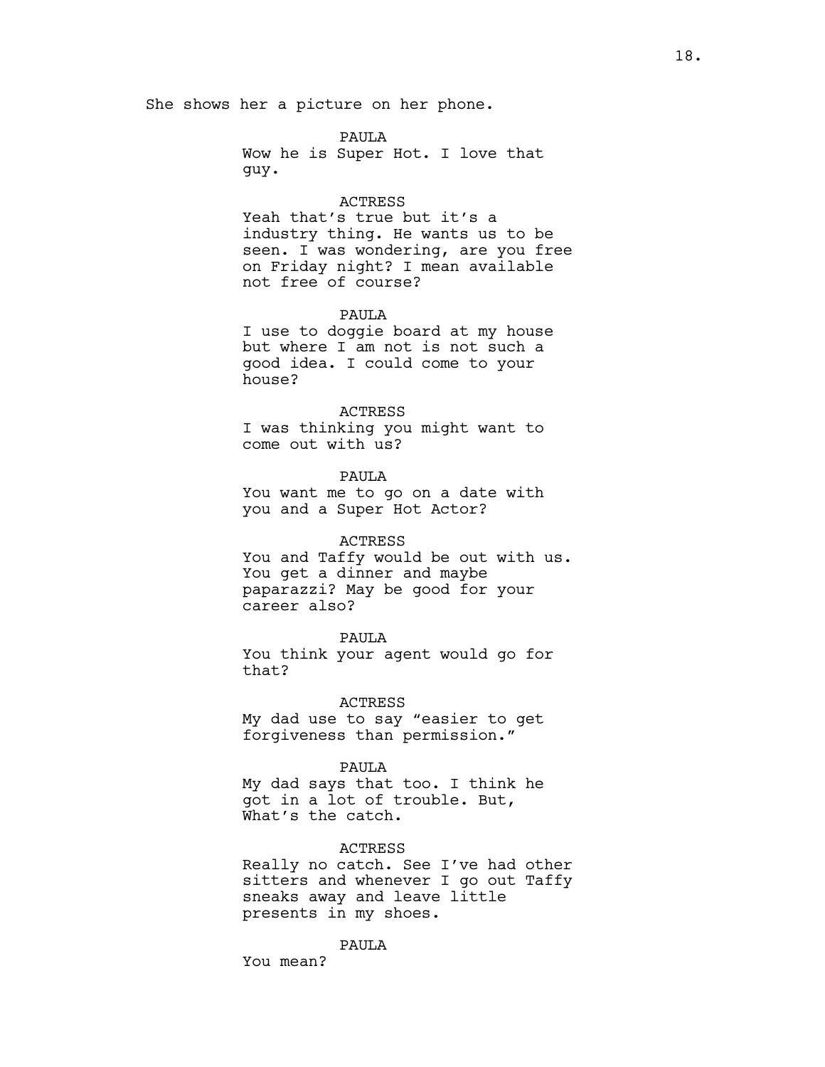She shows her a picture on her phone.

PAULA
Wow he is Super Hot. I love that guy.

ACTRESS
Yeah that's true but it's a industry thing. He wants us to be seen. I was wondering, are you free on Friday night? I mean available not free of course?

PAULA
I use to doggie board at my house but where I am not is not such a good idea. I could come to your house?

ACTRESS
I was thinking you might want to come out with us?

PAULA
You want me to go on a date with you and a Super Hot Actor?

ACTRESS
You and Taffy would be out with us. You get a dinner and maybe paparazzi? May be good for your career also?

PAULA
You think your agent would go for that?

ACTRESS
My dad use to say "easier to get forgiveness than permission."

PAULA
My dad says that too. I think he got in a lot of trouble. But, What's the catch.

ACTRESS
Really no catch. See I've had other sitters and whenever I go out Taffy sneaks away and leave little presents in my shoes.

PAULA
You mean?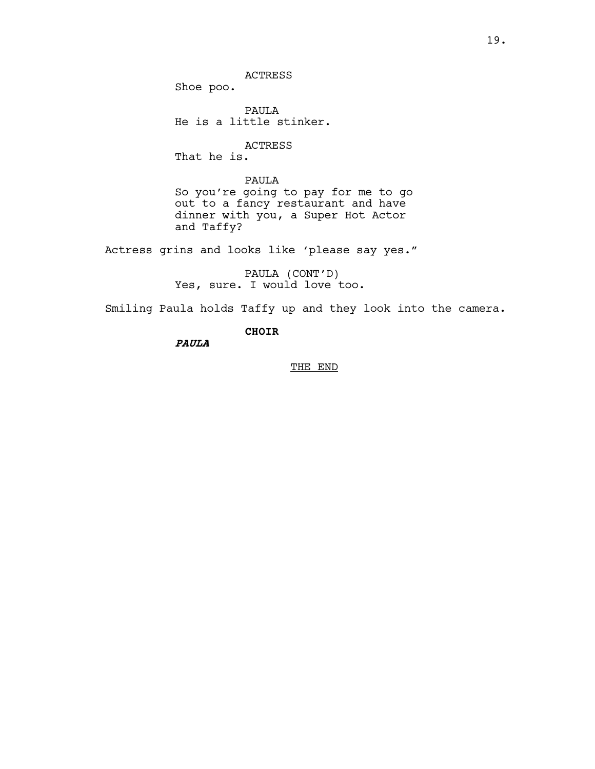ACTRESS
Shoe poo.

PAULA
He is a little stinker.

ACTRESS
That he is.

PAULA
So you're going to pay for me to go out to a fancy restaurant and have dinner with you, a Super Hot Actor and Taffy?

Actress grins and looks like 'please say yes."

PAULA (CONT'D)
Yes, sure. I would love too.

Smiling Paula holds Taffy up and they look into the camera.

**CHOIR**
***PAULA***

THE END